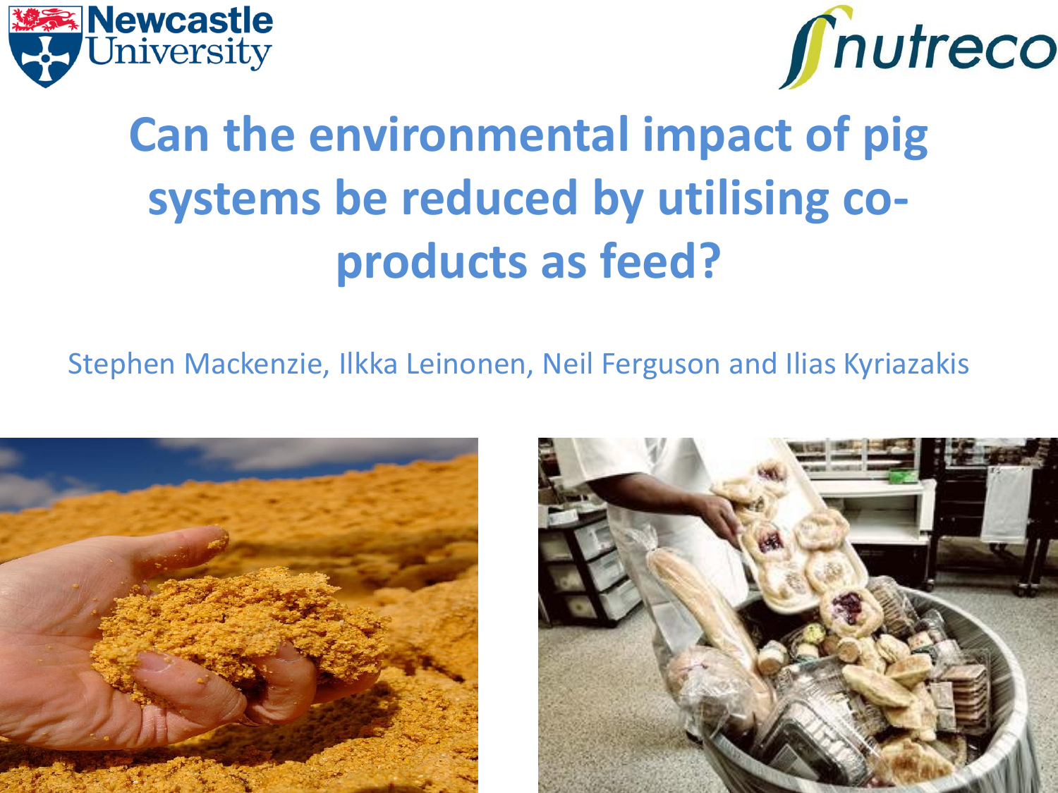# Can the environmental impact of pig systems be reduced by utilising co-products as feed?

Stephen Mackenzie, Ilkka Leinonen, Neil Ferguson and Ilias Kyriazakis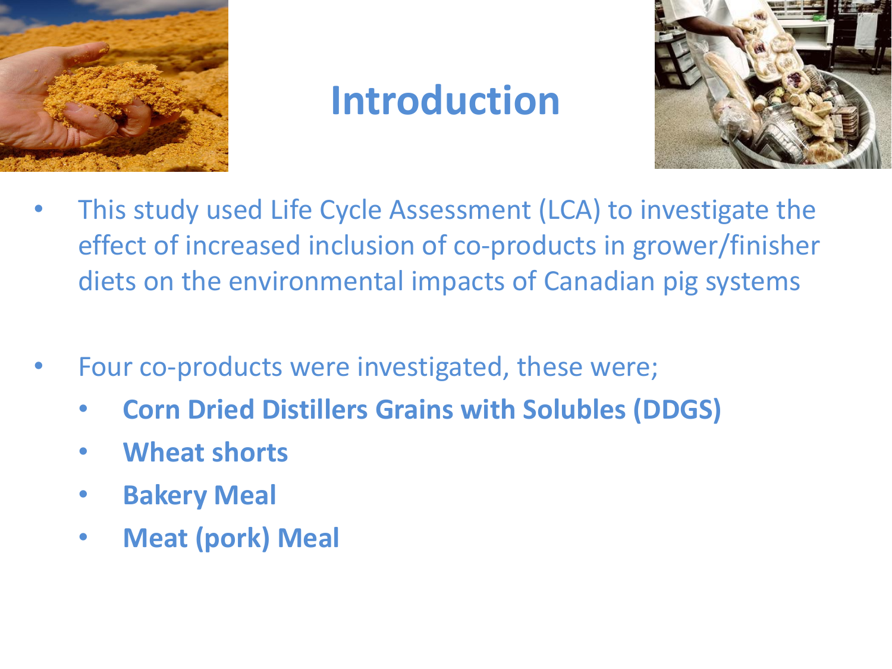# Introduction

- This study used Life Cycle Assessment (LCA) to investigate the effect of increased inclusion of co-products in grower/finisher diets on the environmental impacts of Canadian pig systems

- Four co-products were investigated, these were;
  - **Corn Dried Distillers Grains with Solubles (DDGS)**
  - **Wheat shorts**
  - **Bakery Meal**
  - **Meat (pork) Meal**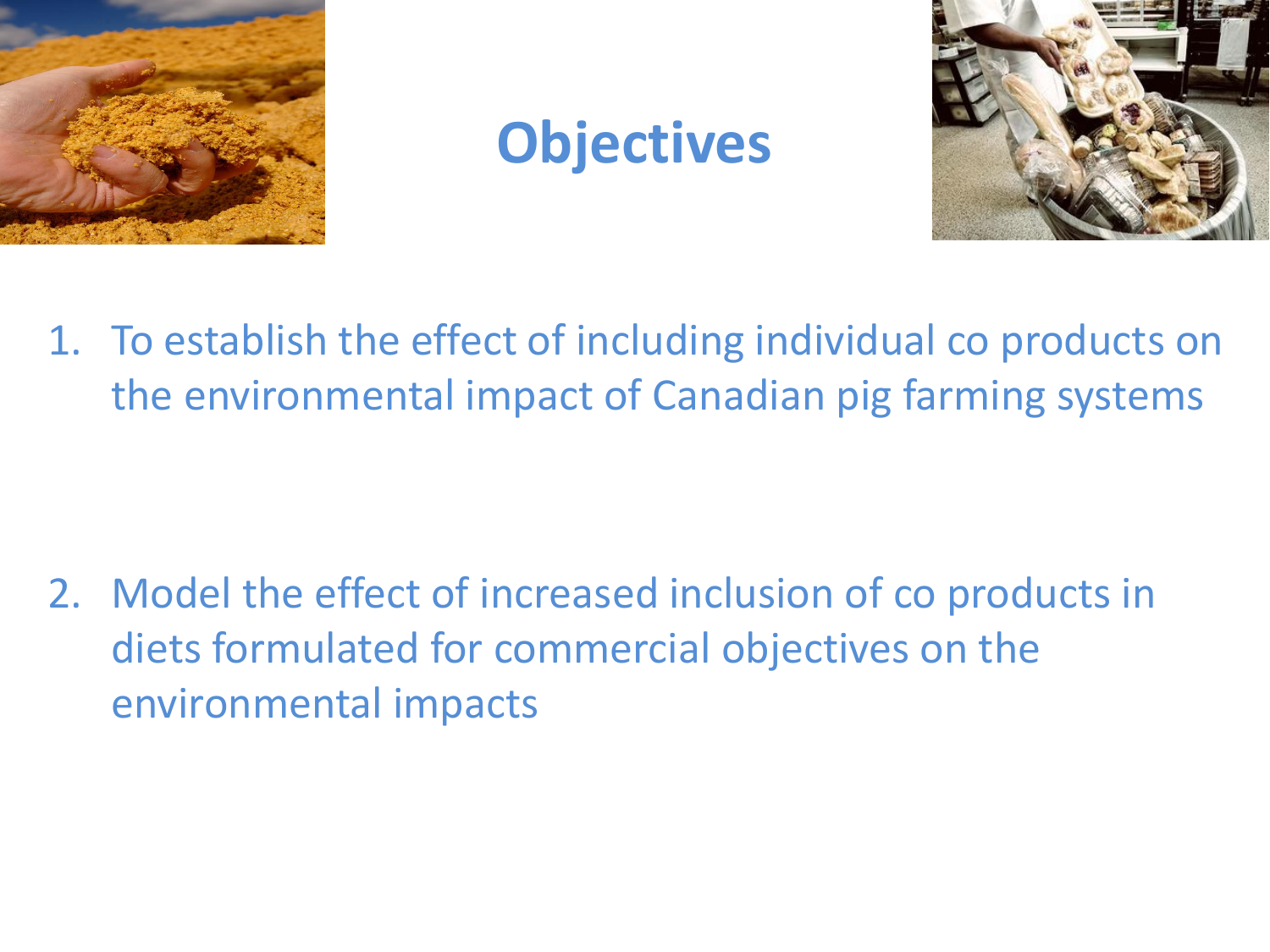# Objectives

1. To establish the effect of including individual co products on the environmental impact of Canadian pig farming systems

2. Model the effect of increased inclusion of co products in diets formulated for commercial objectives on the environmental impacts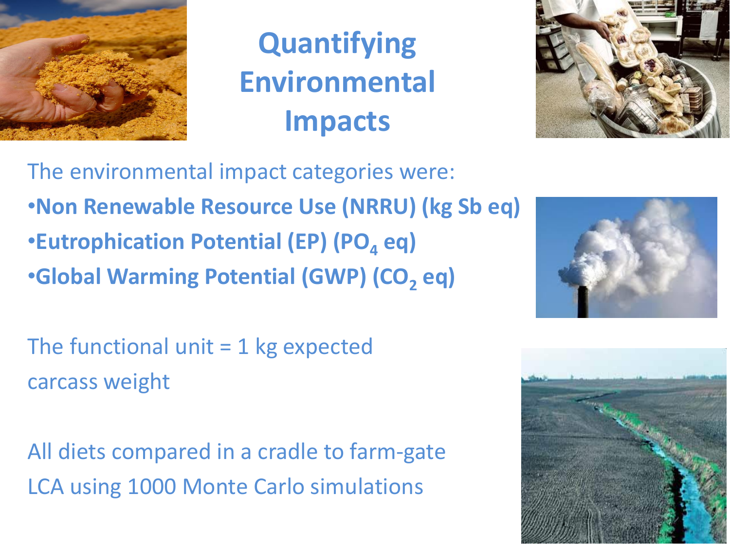# Quantifying Environmental Impacts

The environmental impact categories were:

- **Non Renewable Resource Use (NRRU) (kg Sb eq)**
- **Eutrophication Potential (EP) ($PO_4$ eq)**
- **Global Warming Potential (GWP) ($CO_2$ eq)**

The functional unit = 1 kg expected carcass weight

All diets compared in a cradle to farm-gate LCA using 1000 Monte Carlo simulations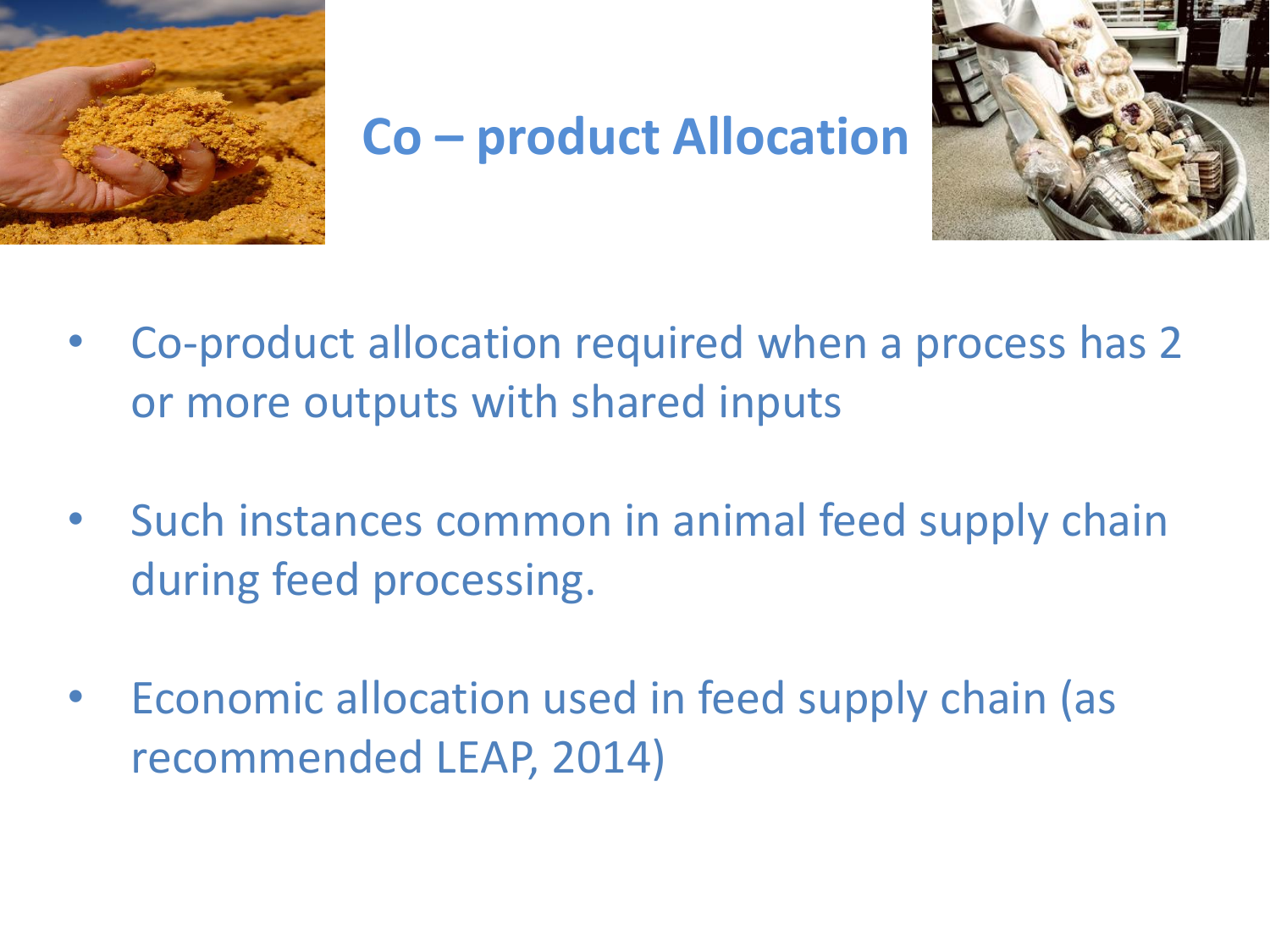# Co – product Allocation

- Co-product allocation required when a process has 2 or more outputs with shared inputs
- Such instances common in animal feed supply chain during feed processing.
- Economic allocation used in feed supply chain (as recommended LEAP, 2014)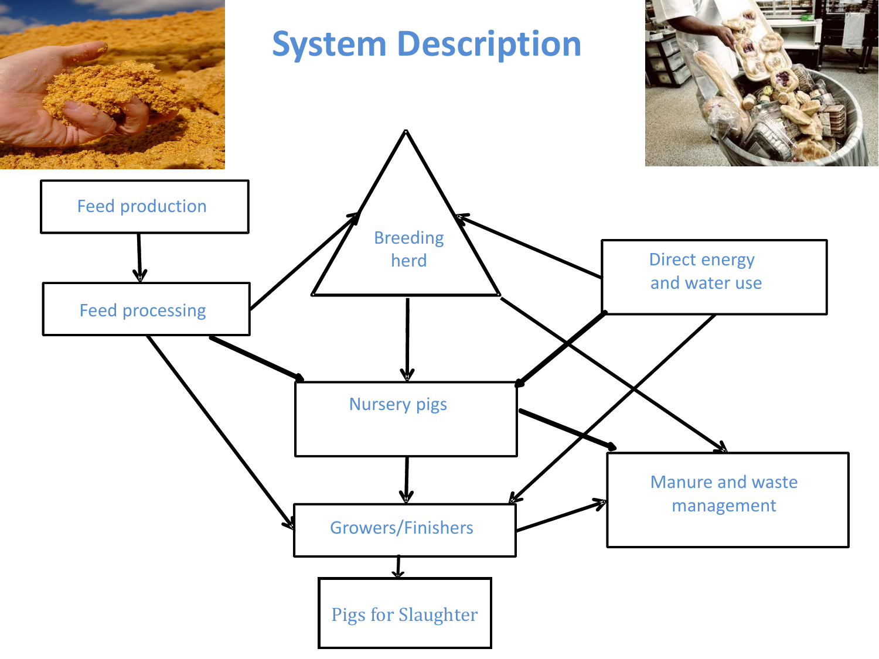# System Description

Feed production

Feed processing

Breeding herd

Direct energy and water use

Nursery pigs

Manure and waste management

Growers/Finishers

Pigs for Slaughter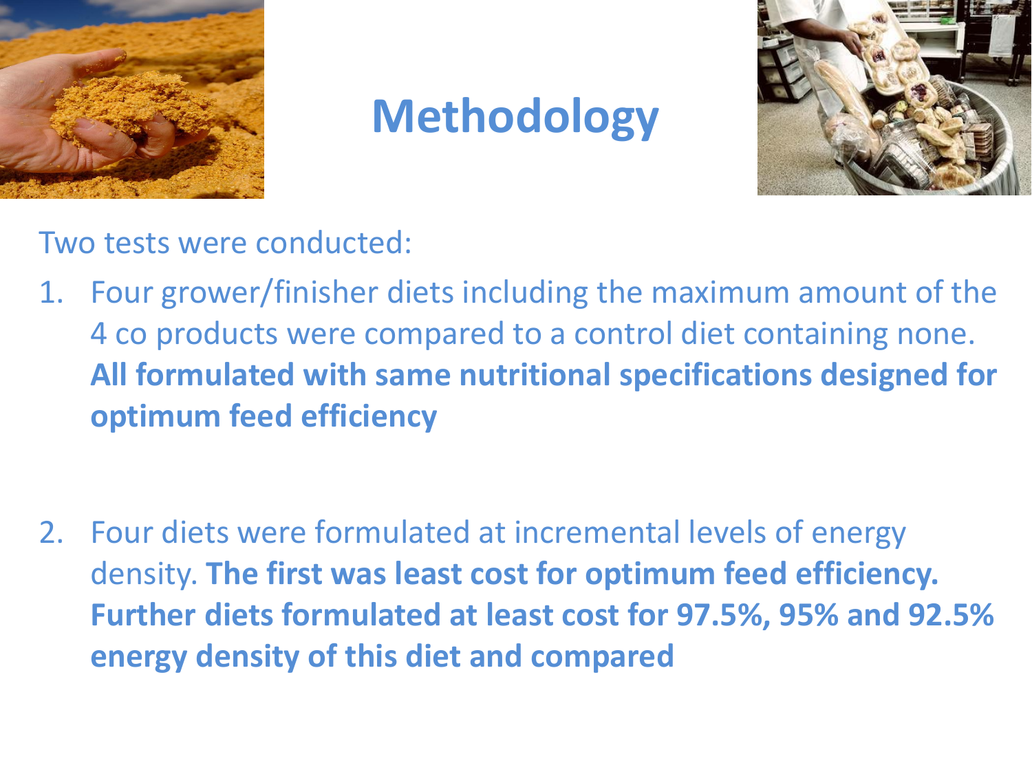# Methodology

Two tests were conducted:

1. Four grower/finisher diets including the maximum amount of the 4 co products were compared to a control diet containing none. **All formulated with same nutritional specifications designed for optimum feed efficiency**

2. Four diets were formulated at incremental levels of energy density. **The first was least cost for optimum feed efficiency. Further diets formulated at least cost for 97.5%, 95% and 92.5% energy density of this diet and compared**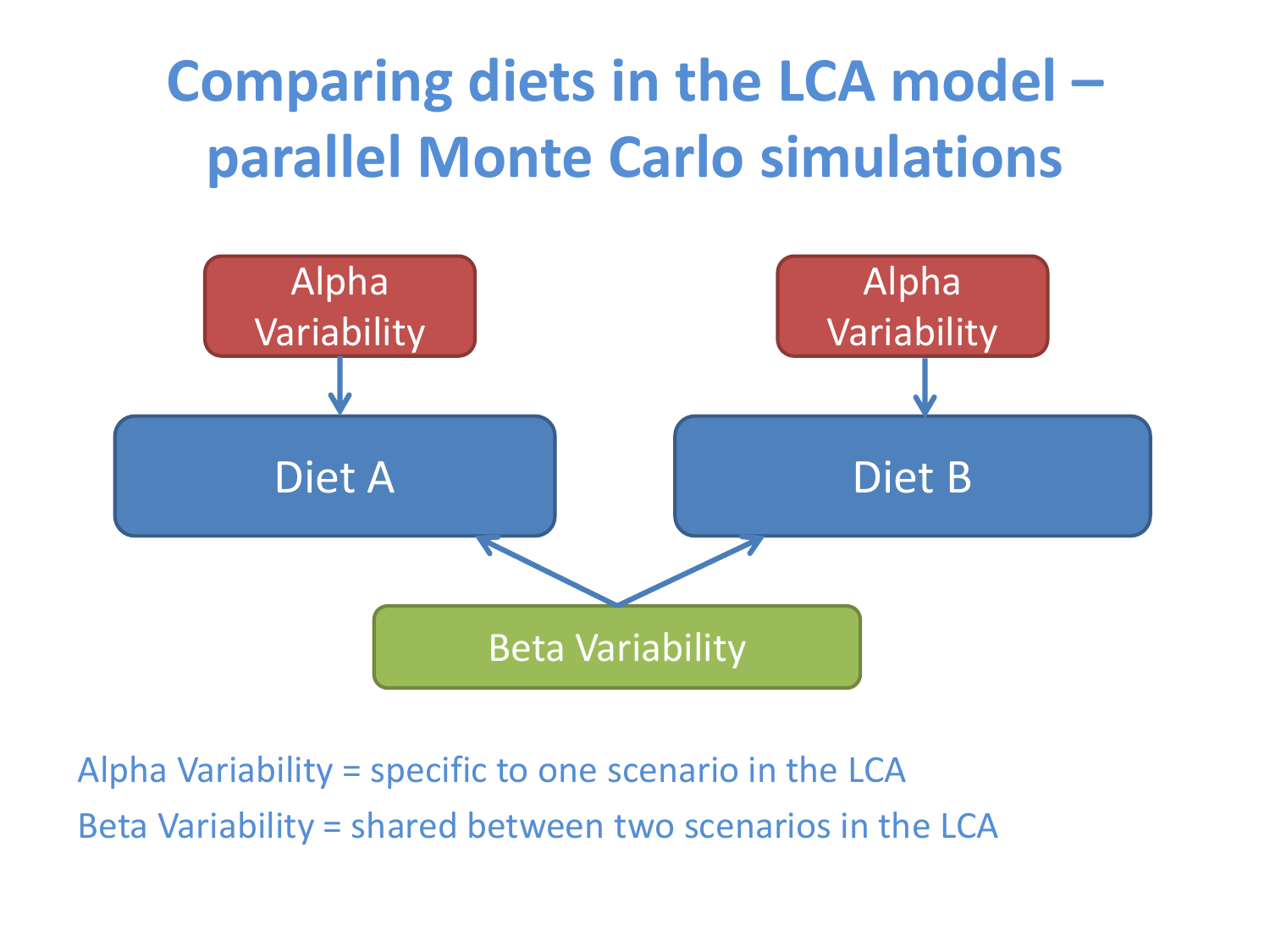# Comparing diets in the LCA model – parallel Monte Carlo simulations

Alpha Variability

Alpha Variability

Diet A

Diet B

Beta Variability

Alpha Variability = specific to one scenario in the LCA

Beta Variability = shared between two scenarios in the LCA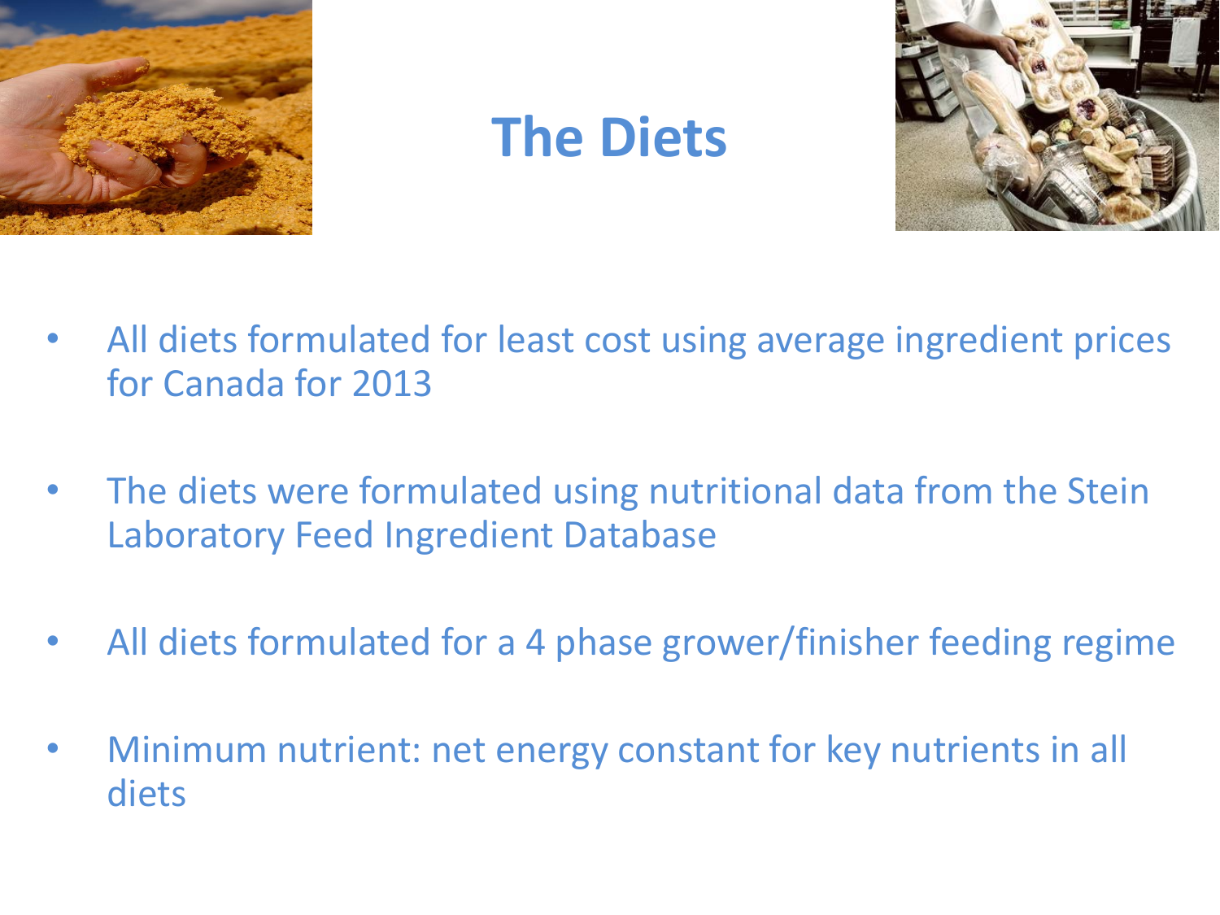# The Diets

- All diets formulated for least cost using average ingredient prices for Canada for 2013
- The diets were formulated using nutritional data from the Stein Laboratory Feed Ingredient Database
- All diets formulated for a 4 phase grower/finisher feeding regime
- Minimum nutrient: net energy constant for key nutrients in all diets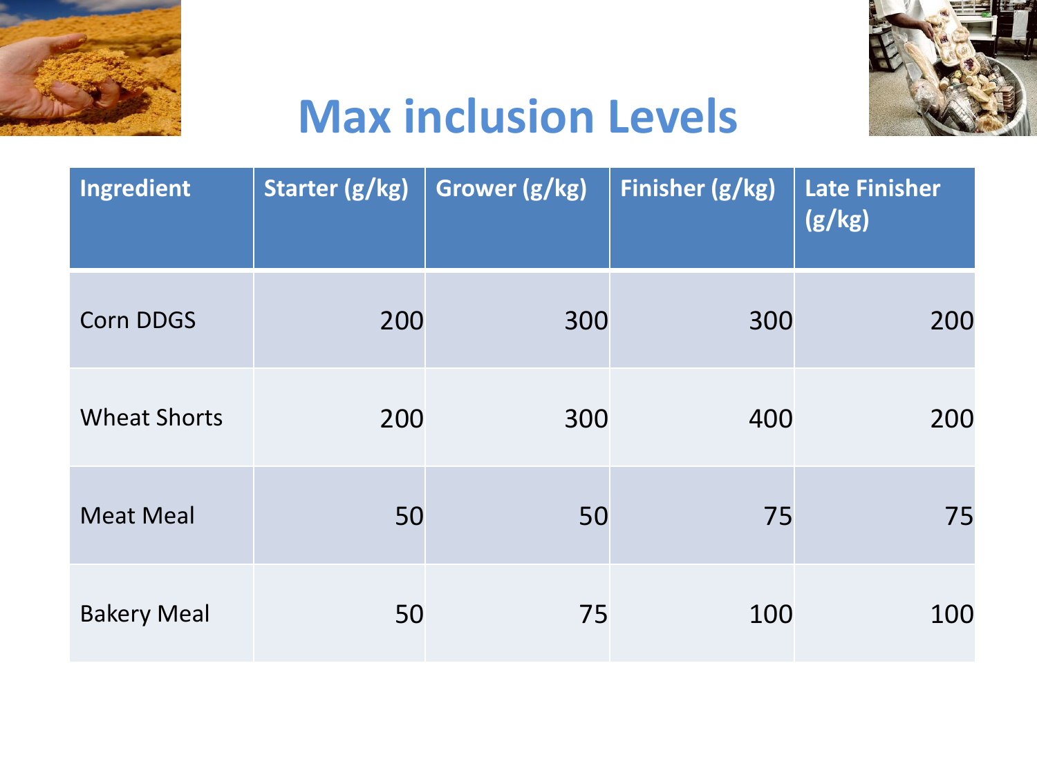# Max inclusion Levels

| Ingredient | Starter (g/kg) | Grower (g/kg) | Finisher (g/kg) | Late Finisher (g/kg) |
|---|---|---|---|---|
| Corn DDGS | 200 | 300 | 300 | 200 |
| Wheat Shorts | 200 | 300 | 400 | 200 |
| Meat Meal | 50 | 50 | 75 | 75 |
| Bakery Meal | 50 | 75 | 100 | 100 |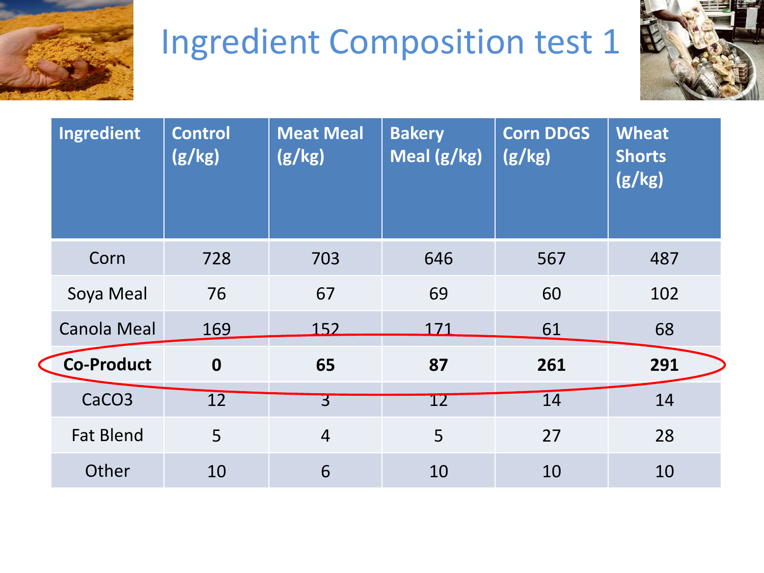# Ingredient Composition test 1

| Ingredient | Control (g/kg) | Meat Meal (g/kg) | Bakery Meal (g/kg) | Corn DDGS (g/kg) | Wheat Shorts (g/kg) |
|---|---|---|---|---|---|
| Corn | 728 | 703 | 646 | 567 | 487 |
| Soya Meal | 76 | 67 | 69 | 60 | 102 |
| Canola Meal | 169 | 152 | 171 | 61 | 68 |
| **Co-Product** | **0** | **65** | **87** | **261** | **291** |
| $CaCO_3$ | 12 | 3 | 12 | 14 | 14 |
| Fat Blend | 5 | 4 | 5 | 27 | 28 |
| Other | 10 | 6 | 10 | 10 | 10 |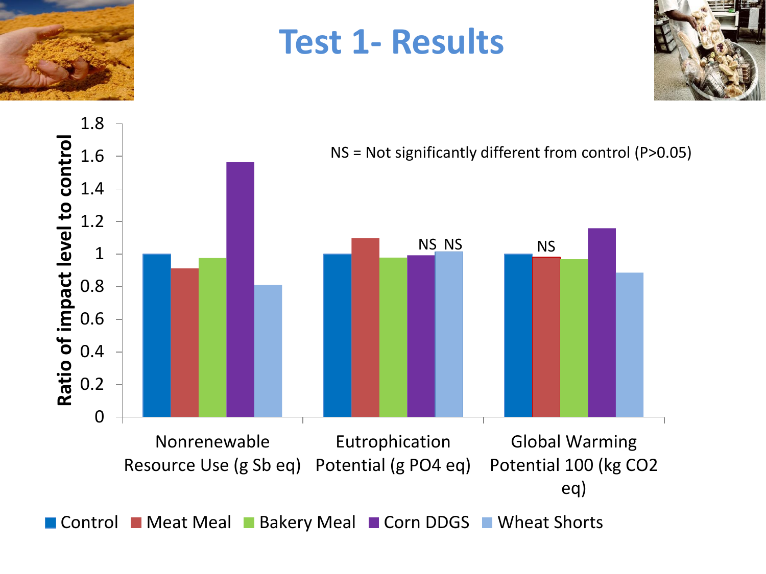# Test 1- Results

NS = Not significantly different from control (P>0.05)

Ratio of impact level to control

| | Control | Meat Meal | Bakery Meal | Corn DDGS | Wheat Shorts |
|---|---|---|---|---|---|
| Nonrenewable Resource Use (g Sb eq) | 1 | | | | |
| Eutrophication Potential (g PO4 eq) | 1 | | | NS | NS |
| Global Warming Potential 100 (kg CO2 eq) | 1 | NS | | | |

Control · Meat Meal · Bakery Meal · Corn DDGS · Wheat Shorts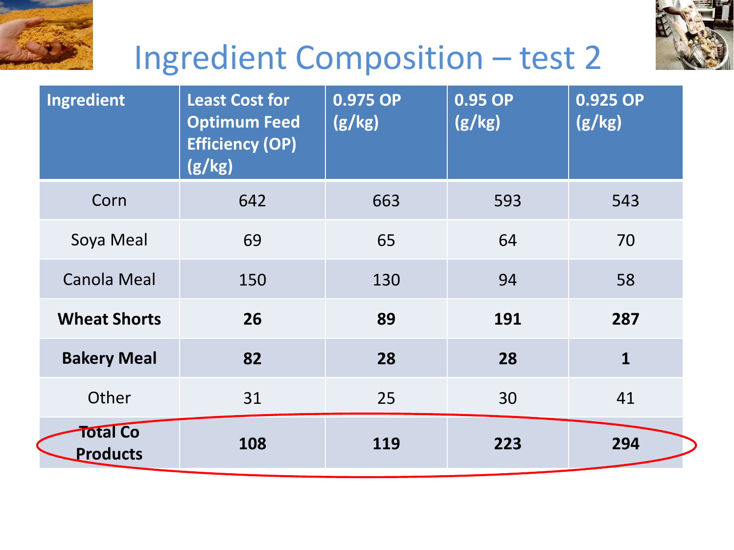# Ingredient Composition – test 2

| Ingredient | Least Cost for Optimum Feed Efficiency (OP) (g/kg) | 0.975 OP (g/kg) | 0.95 OP (g/kg) | 0.925 OP (g/kg) |
|---|---|---|---|---|
| Corn | 642 | 663 | 593 | 543 |
| Soya Meal | 69 | 65 | 64 | 70 |
| Canola Meal | 150 | 130 | 94 | 58 |
| **Wheat Shorts** | **26** | **89** | **191** | **287** |
| **Bakery Meal** | **82** | **28** | **28** | **1** |
| Other | 31 | 25 | 30 | 41 |
| **Total Co Products** | **108** | **119** | **223** | **294** |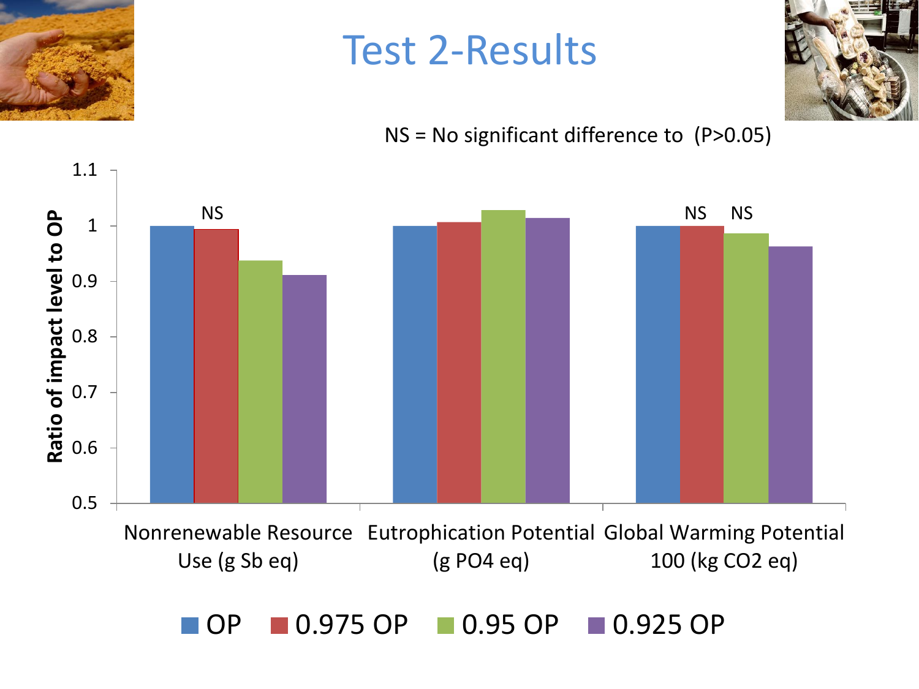# Test 2-Results

NS = No significant difference to (P>0.05)

Ratio of impact level to OP

| | OP | 0.975 OP | 0.95 OP | 0.925 OP |
|---|---|---|---|---|
| Nonrenewable Resource Use (g Sb eq) | 1 | NS | | |
| Eutrophication Potential (g PO4 eq) | 1 | | | |
| Global Warming Potential 100 (kg CO2 eq) | 1 | NS | NS | |

Y-axis: 0.5, 0.6, 0.7, 0.8, 0.9, 1, 1.1

Legend: OP, 0.975 OP, 0.95 OP, 0.925 OP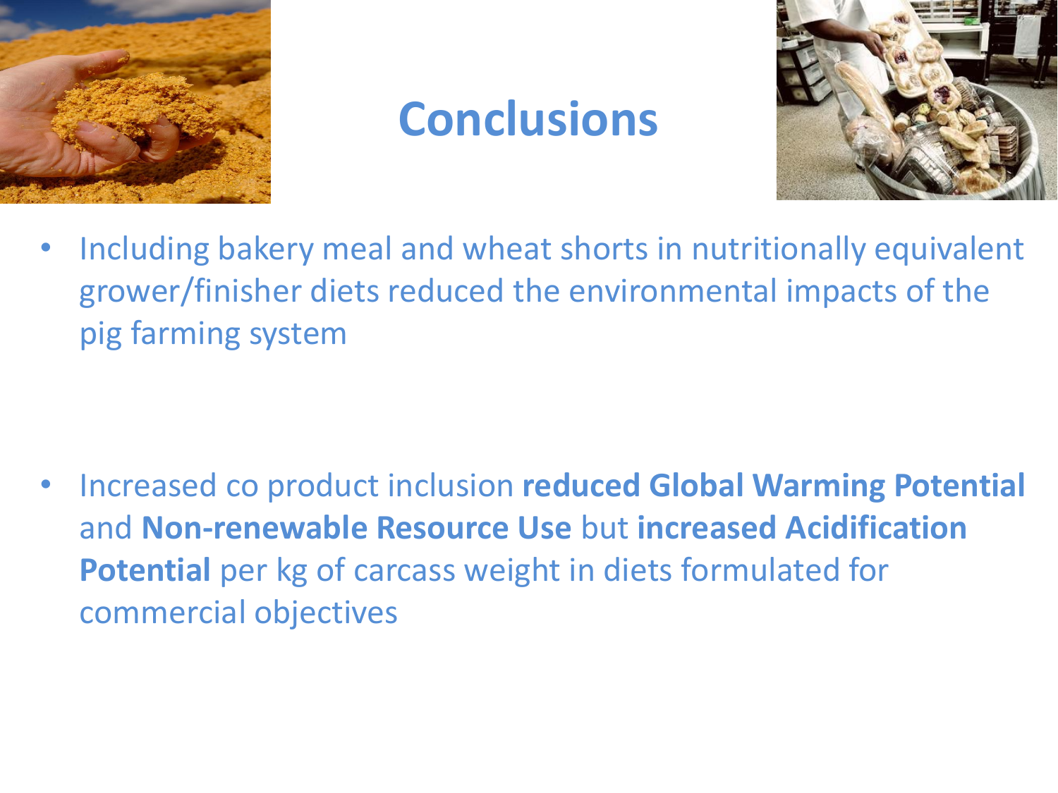# Conclusions

- Including bakery meal and wheat shorts in nutritionally equivalent grower/finisher diets reduced the environmental impacts of the pig farming system

- Increased co product inclusion **reduced Global Warming Potential** and **Non-renewable Resource Use** but **increased Acidification Potential** per kg of carcass weight in diets formulated for commercial objectives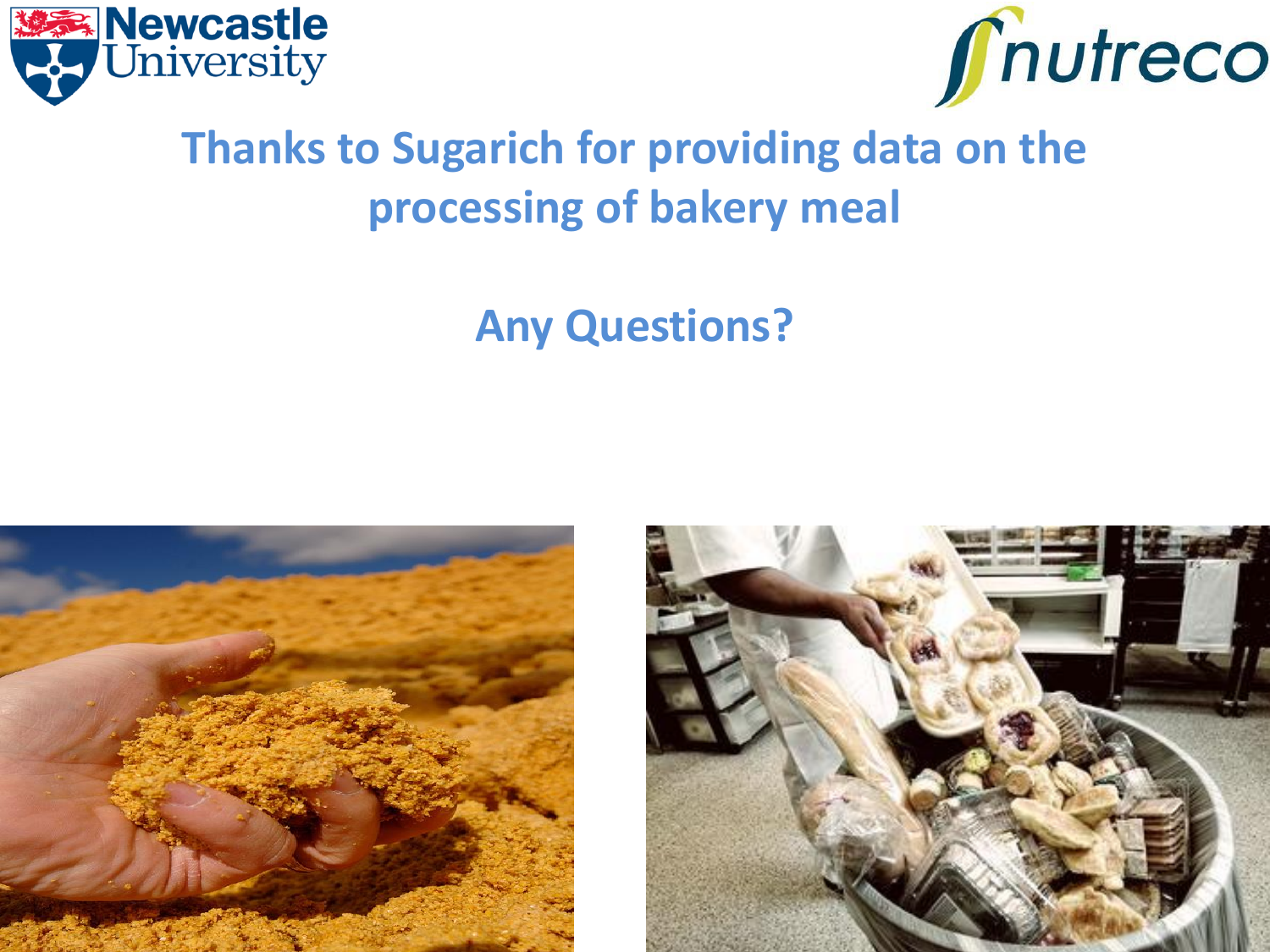Thanks to Sugarich for providing data on the processing of bakery meal

Any Questions?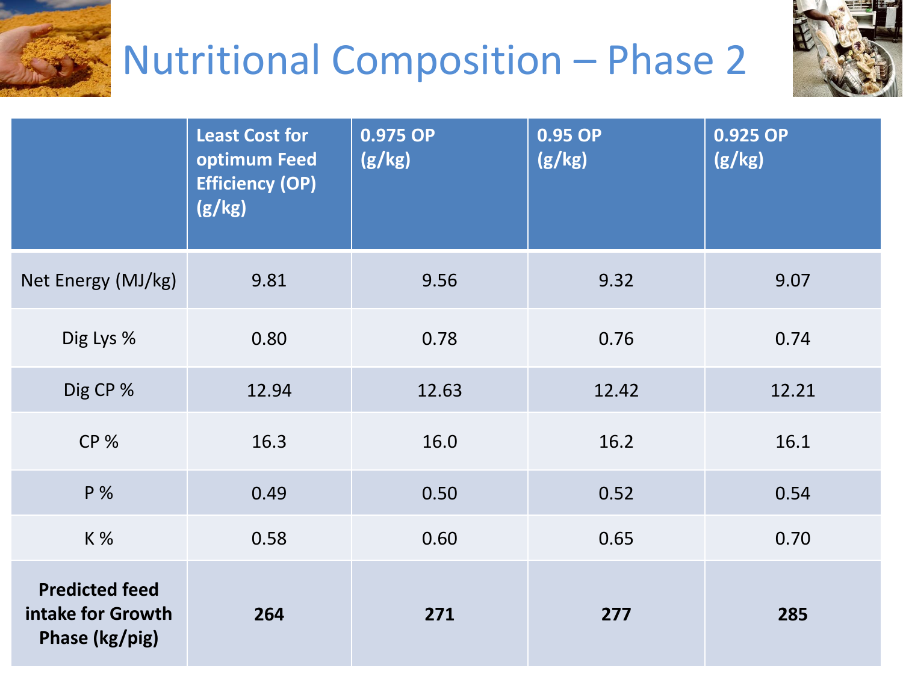# Nutritional Composition – Phase 2

| | Least Cost for optimum Feed Efficiency (OP) (g/kg) | 0.975 OP (g/kg) | 0.95 OP (g/kg) | 0.925 OP (g/kg) |
|---|---|---|---|---|
| Net Energy (MJ/kg) | 9.81 | 9.56 | 9.32 | 9.07 |
| Dig Lys % | 0.80 | 0.78 | 0.76 | 0.74 |
| Dig CP % | 12.94 | 12.63 | 12.42 | 12.21 |
| CP % | 16.3 | 16.0 | 16.2 | 16.1 |
| P % | 0.49 | 0.50 | 0.52 | 0.54 |
| K % | 0.58 | 0.60 | 0.65 | 0.70 |
| **Predicted feed intake for Growth Phase (kg/pig)** | **264** | **271** | **277** | **285** |